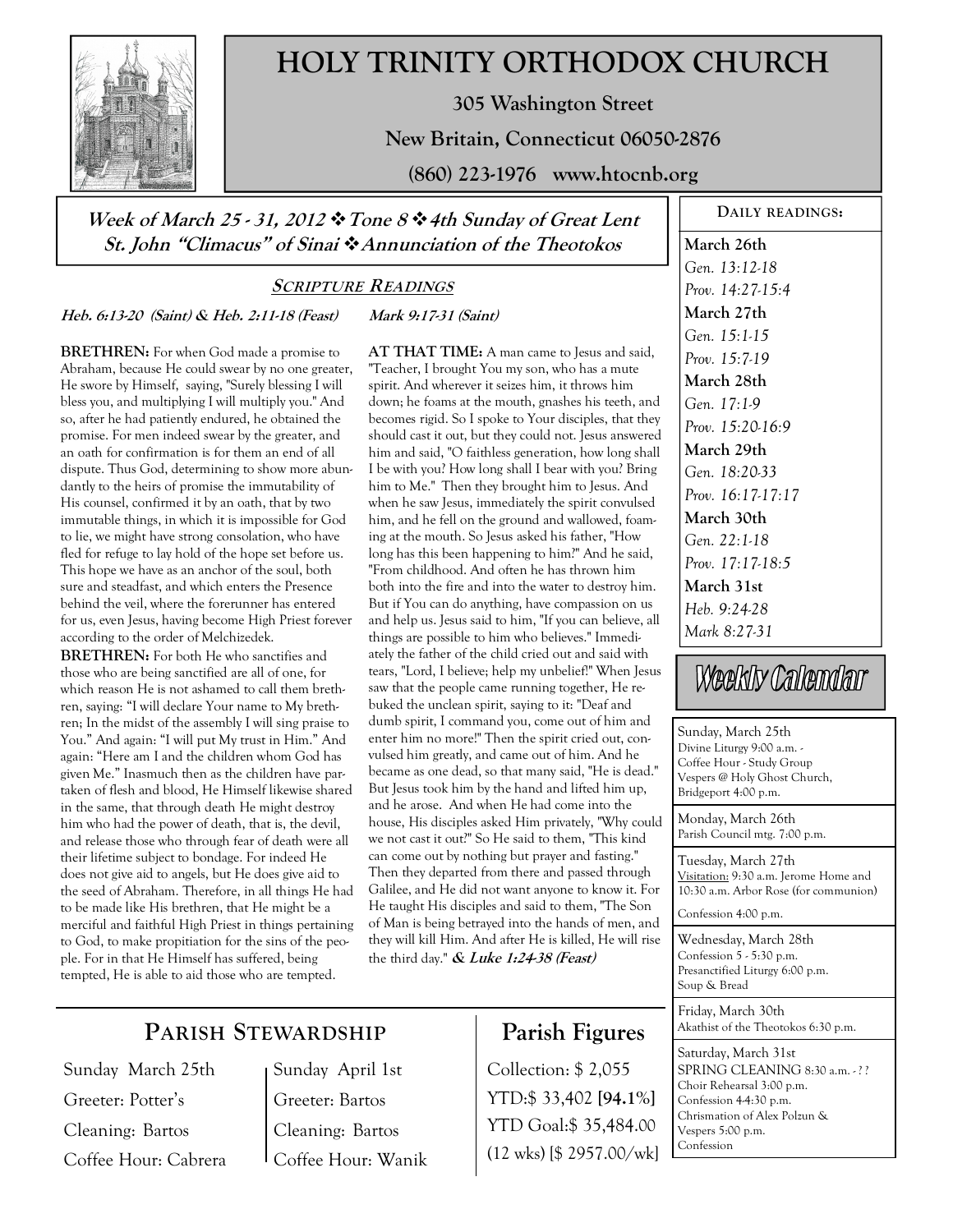# HOLY TRINITY ORTHODOX CHURCH

**305 Washington Street**

**New Britain, Connecticut 06050-2876**

**(860) 223-1976 www.htocnb.org**

***Week of March 25 - 31, 2012 ❖ Tone 8 ❖ 4th Sunday of Great Lent***
***St. John "Climacus" of Sinai ❖ Annunciation of the Theotokos***

## SCRIPTURE READINGS

***Heb. 6:13-20 (Saint) & Heb. 2:11-18 (Feast)***

**BRETHREN:** For when God made a promise to Abraham, because He could swear by no one greater, He swore by Himself, saying, "Surely blessing I will bless you, and multiplying I will multiply you." And so, after he had patiently endured, he obtained the promise. For men indeed swear by the greater, and an oath for confirmation is for them an end of all dispute. Thus God, determining to show more abundantly to the heirs of promise the immutability of His counsel, confirmed it by an oath, that by two immutable things, in which it is impossible for God to lie, we might have strong consolation, who have fled for refuge to lay hold of the hope set before us. This hope we have as an anchor of the soul, both sure and steadfast, and which enters the Presence behind the veil, where the forerunner has entered for us, even Jesus, having become High Priest forever according to the order of Melchizedek.

**BRETHREN:** For both He who sanctifies and those who are being sanctified are all of one, for which reason He is not ashamed to call them brethren, saying: "I will declare Your name to My brethren; In the midst of the assembly I will sing praise to You." And again: "I will put My trust in Him." And again: "Here am I and the children whom God has given Me." Inasmuch then as the children have partaken of flesh and blood, He Himself likewise shared in the same, that through death He might destroy him who had the power of death, that is, the devil, and release those who through fear of death were all their lifetime subject to bondage. For indeed He does not give aid to angels, but He does give aid to the seed of Abraham. Therefore, in all things He had to be made like His brethren, that He might be a merciful and faithful High Priest in things pertaining to God, to make propitiation for the sins of the people. For in that He Himself has suffered, being tempted, He is able to aid those who are tempted.

***Mark 9:17-31 (Saint)***

**AT THAT TIME:** A man came to Jesus and said, "Teacher, I brought You my son, who has a mute spirit. And wherever it seizes him, it throws him down; he foams at the mouth, gnashes his teeth, and becomes rigid. So I spoke to Your disciples, that they should cast it out, but they could not. Jesus answered him and said, "O faithless generation, how long shall I be with you? How long shall I bear with you? Bring him to Me." Then they brought him to Jesus. And when he saw Jesus, immediately the spirit convulsed him, and he fell on the ground and wallowed, foaming at the mouth. So Jesus asked his father, "How long has this been happening to him?" And he said, "From childhood. And often he has thrown him both into the fire and into the water to destroy him. But if You can do anything, have compassion on us and help us. Jesus said to him, "If you can believe, all things are possible to him who believes." Immediately the father of the child cried out and said with tears, "Lord, I believe; help my unbelief!" When Jesus saw that the people came running together, He rebuked the unclean spirit, saying to it: "Deaf and dumb spirit, I command you, come out of him and enter him no more!" Then the spirit cried out, convulsed him greatly, and came out of him. And he became as one dead, so that many said, "He is dead." But Jesus took him by the hand and lifted him up, and he arose. And when He had come into the house, His disciples asked Him privately, "Why could we not cast it out?" So He said to them, "This kind can come out by nothing but prayer and fasting." Then they departed from there and passed through Galilee, and He did not want anyone to know it. For He taught His disciples and said to them, "The Son of Man is being betrayed into the hands of men, and they will kill Him. And after He is killed, He will rise the third day." ***& Luke 1:24-38 (Feast)***

## DAILY READINGS:

**March 26th**
*Gen. 13:12-18*
*Prov. 14:27-15:4*

**March 27th**
*Gen. 15:1-15*
*Prov. 15:7-19*

**March 28th**
*Gen. 17:1-9*
*Prov. 15:20-16:9*

**March 29th**
*Gen. 18:20-33*
*Prov. 16:17-17:17*

**March 30th**
*Gen. 22:1-18*
*Prov. 17:17-18:5*

**March 31st**
*Heb. 9:24-28*
*Mark 8:27-31*

## Weekly Calendar

Sunday, March 25th
Divine Liturgy 9:00 a.m. -
Coffee Hour - Study Group
Vespers @ Holy Ghost Church, Bridgeport 4:00 p.m.

Monday, March 26th
Parish Council mtg. 7:00 p.m.

Tuesday, March 27th
Visitation: 9:30 a.m. Jerome Home and 10:30 a.m. Arbor Rose (for communion)
Confession 4:00 p.m.

Wednesday, March 28th
Confession 5 - 5:30 p.m.
Presanctified Liturgy 6:00 p.m.
Soup & Bread

Friday, March 30th
Akathist of the Theotokos 6:30 p.m.

Saturday, March 31st
SPRING CLEANING 8:30 a.m. - ? ?
Choir Rehearsal 3:00 p.m.
Confession 4-4:30 p.m.
Chrismation of Alex Polzun & Vespers 5:00 p.m.
Confession

## PARISH STEWARDSHIP

| Sunday March 25th | Sunday April 1st |
|---|---|
| Greeter: Potter's | Greeter: Bartos |
| Cleaning: Bartos | Cleaning: Bartos |
| Coffee Hour: Cabrera | Coffee Hour: Wanik |

## Parish Figures

Collection: $ 2,055
YTD:$ 33,402 **[94.1%]**
YTD Goal:$ 35,484.00
(12 wks) [$ 2957.00/wk]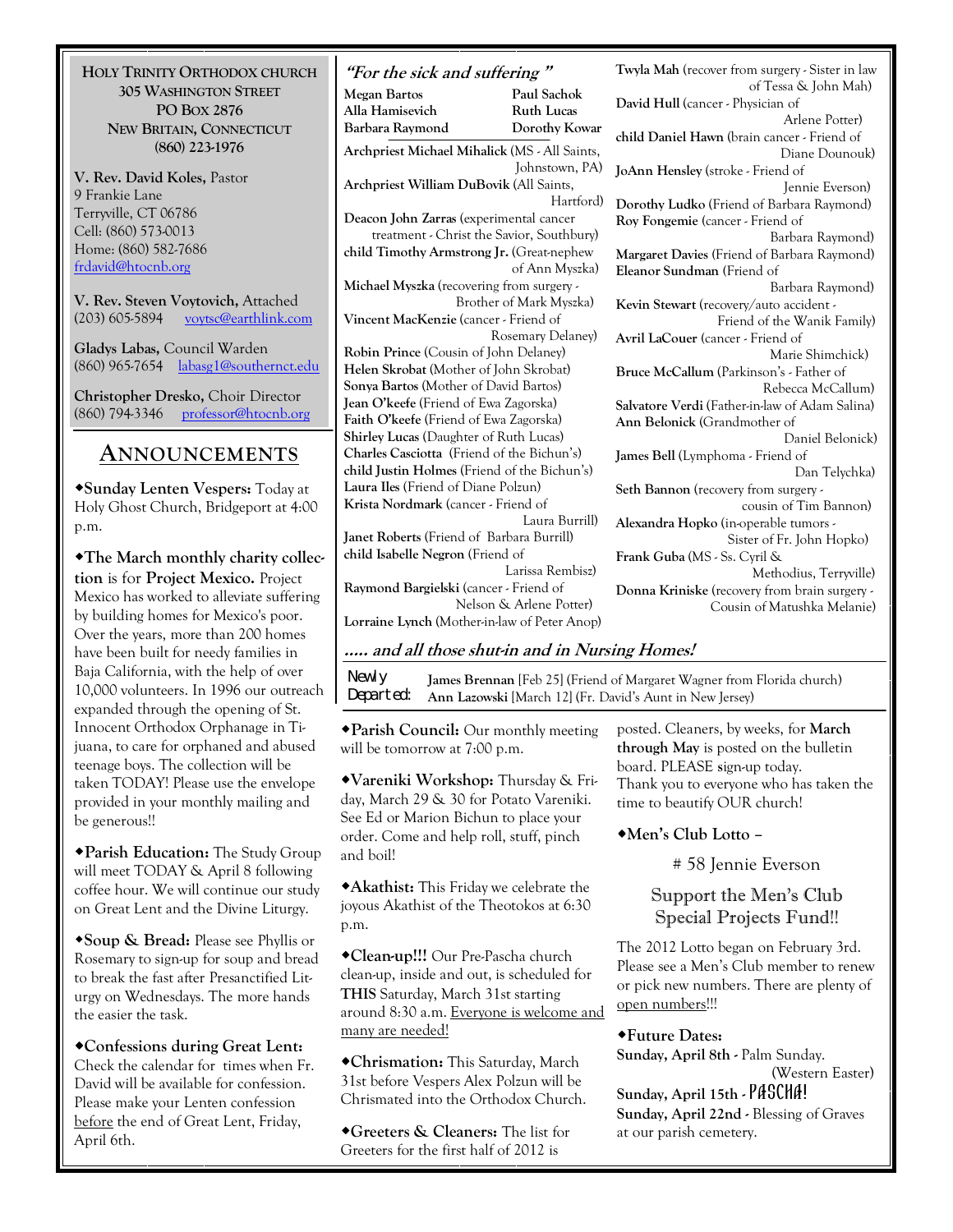**HOLY TRINITY ORTHODOX CHURCH**
**305 WASHINGTON STREET**
**PO BOX 2876**
**NEW BRITAIN, CONNECTICUT**
**(860) 223-1976**

**V. Rev. David Koles,** Pastor
9 Frankie Lane
Terryville, CT 06786
Cell: (860) 573-0013
Home: (860) 582-7686
frdavid@htocnb.org

**V. Rev. Steven Voytovich,** Attached
(203) 605-5894 voytsc@earthlink.com

**Gladys Labas,** Council Warden
(860) 965-7654 labasg1@southernct.edu

**Christopher Dresko,** Choir Director
(860) 794-3346 professor@htocnb.org

# ANNOUNCEMENTS

◆**Sunday Lenten Vespers:** Today at Holy Ghost Church, Bridgeport at 4:00 p.m.

◆**The March monthly charity collection** is for **Project Mexico.** Project Mexico has worked to alleviate suffering by building homes for Mexico's poor. Over the years, more than 200 homes have been built for needy families in Baja California, with the help of over 10,000 volunteers. In 1996 our outreach expanded through the opening of St. Innocent Orthodox Orphanage in Tijuana, to care for orphaned and abused teenage boys. The collection will be taken TODAY! Please use the envelope provided in your monthly mailing and be generous!!

◆**Parish Education:** The Study Group will meet TODAY & April 8 following coffee hour. We will continue our study on Great Lent and the Divine Liturgy.

◆**Soup & Bread:** Please see Phyllis or Rosemary to sign-up for soup and bread to break the fast after Presanctified Liturgy on Wednesdays. The more hands the easier the task.

◆**Confessions during Great Lent:** Check the calendar for times when Fr. David will be available for confession. Please make your Lenten confession before the end of Great Lent, Friday, April 6th.

## *"For the sick and suffering"*

**Megan Bartos**
**Paul Sachok**
**Alla Hamisevich**
**Ruth Lucas**
**Barbara Raymond**
**Dorothy Kowar**
**Archpriest Michael Mihalick** (MS - All Saints, Johnstown, PA)
**Archpriest William DuBovik** (All Saints, Hartford)
**Deacon John Zarras** (experimental cancer treatment - Christ the Savior, Southbury)
**child Timothy Armstrong Jr.** (Great-nephew of Ann Myszka)
**Michael Myszka** (recovering from surgery - Brother of Mark Myszka)
**Vincent MacKenzie** (cancer - Friend of Rosemary Delaney)
**Robin Prince** (Cousin of John Delaney)
**Helen Skrobat** (Mother of John Skrobat)
**Sonya Bartos** (Mother of David Bartos)
**Jean O'keefe** (Friend of Ewa Zagorska)
**Faith O'keefe** (Friend of Ewa Zagorska)
**Shirley Lucas** (Daughter of Ruth Lucas)
**Charles Casciotta** (Friend of the Bichun's)
**child Justin Holmes** (Friend of the Bichun's)
**Laura Iles** (Friend of Diane Polzun)
**Krista Nordmark** (cancer - Friend of Laura Burrill)
**Janet Roberts** (Friend of Barbara Burrill)
**child Isabelle Negron** (Friend of Larissa Rembisz)
**Raymond Bargielski** (cancer - Friend of Nelson & Arlene Potter)
**Lorraine Lynch** (Mother-in-law of Peter Anop)
**Twyla Mah** (recover from surgery - Sister in law of Tessa & John Mah)
**David Hull** (cancer - Physician of Arlene Potter)
**child Daniel Hawn** (brain cancer - Friend of Diane Dounouk)
**JoAnn Hensley** (stroke - Friend of Jennie Everson)
**Dorothy Ludko** (Friend of Barbara Raymond)
**Roy Fongemie** (cancer - Friend of Barbara Raymond)
**Margaret Davies** (Friend of Barbara Raymond)
**Eleanor Sundman** (Friend of Barbara Raymond)
**Kevin Stewart** (recovery/auto accident - Friend of the Wanik Family)
**Avril LaCouer** (cancer - Friend of Marie Shimchick)
**Bruce McCallum** (Parkinson's - Father of Rebecca McCallum)
**Salvatore Verdi** (Father-in-law of Adam Salina)
**Ann Belonick** (Grandmother of Daniel Belonick)
**James Bell** (Lymphoma - Friend of Dan Telychka)
**Seth Bannon** (recovery from surgery - cousin of Tim Bannon)
**Alexandra Hopko** (in-operable tumors - Sister of Fr. John Hopko)
**Frank Guba** (MS - Ss. Cyril & Methodius, Terryville)
**Donna Kriniske** (recovery from brain surgery - Cousin of Matushka Melanie)

***..... and all those shut-in and in Nursing Homes!***

Newly Departed:
**James Brennan** [Feb 25] (Friend of Margaret Wagner from Florida church)
**Ann Lazowski** [March 12] (Fr. David's Aunt in New Jersey)

◆**Parish Council:** Our monthly meeting will be tomorrow at 7:00 p.m.

◆**Vareniki Workshop:** Thursday & Friday, March 29 & 30 for Potato Vareniki. See Ed or Marion Bichun to place your order. Come and help roll, stuff, pinch and boil!

◆**Akathist:** This Friday we celebrate the joyous Akathist of the Theotokos at 6:30 p.m.

◆**Clean-up!!!** Our Pre-Pascha church clean-up, inside and out, is scheduled for **THIS** Saturday, March 31st starting around 8:30 a.m. Everyone is welcome and many are needed!

◆**Chrismation:** This Saturday, March 31st before Vespers Alex Polzun will be Chrismated into the Orthodox Church.

◆**Greeters & Cleaners:** The list for Greeters for the first half of 2012 is posted. Cleaners, by weeks, for **March through May** is posted on the bulletin board. PLEASE sign-up today.
Thank you to everyone who has taken the time to beautify OUR church!

◆**Men's Club Lotto –**

# 58 Jennie Everson

Support the Men's Club Special Projects Fund!!

The 2012 Lotto began on February 3rd. Please see a Men's Club member to renew or pick new numbers. There are plenty of open numbers!!!

◆**Future Dates:**
**Sunday, April 8th -** Palm Sunday. (Western Easter)
**Sunday, April 15th -** PASCHA!
**Sunday, April 22nd -** Blessing of Graves at our parish cemetery.